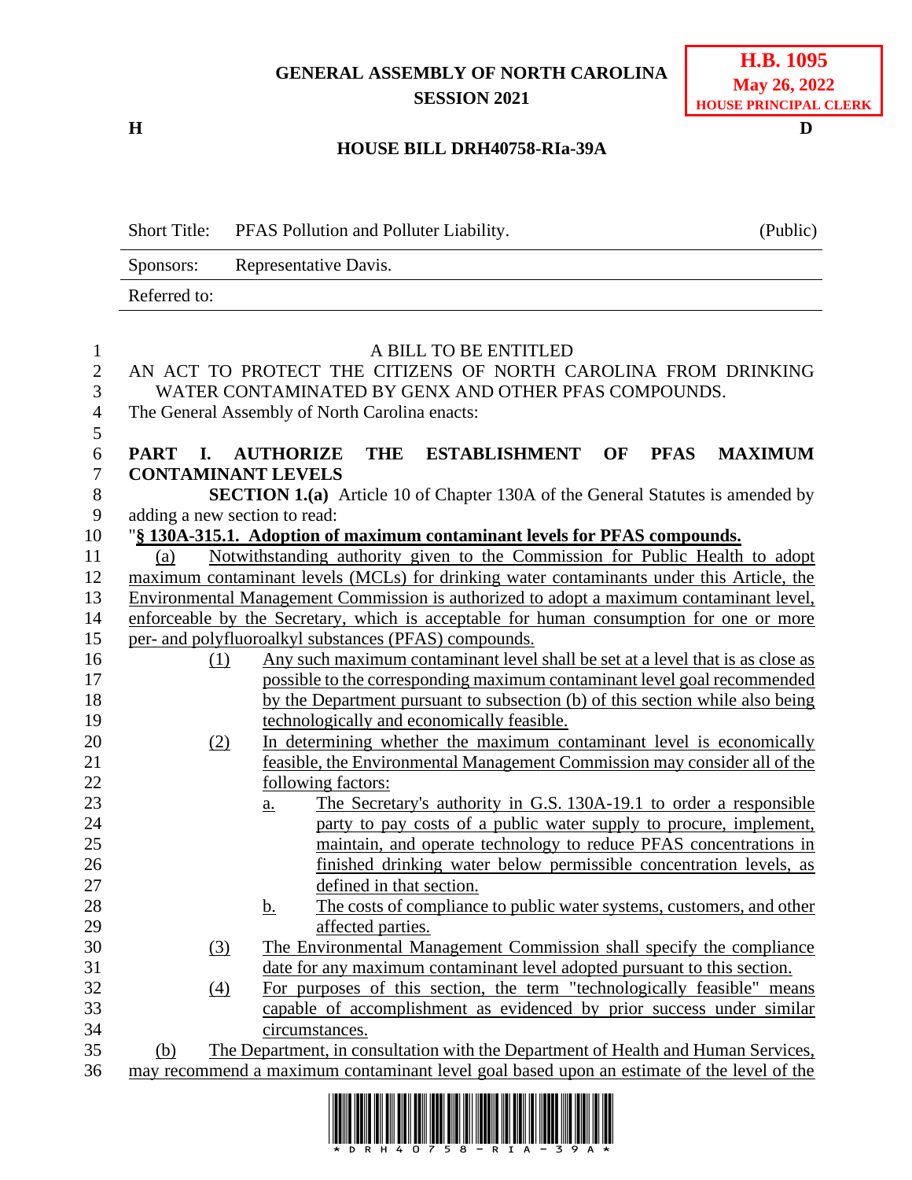**GENERAL ASSEMBLY OF NORTH CAROLINA**
**SESSION 2021**

**H.B. 1095**
**May 26, 2022**
**HOUSE PRINCIPAL CLERK**

**H** **D**

**HOUSE BILL DRH40758-RIa-39A**

| | | |
|---|---|---|
| Short Title: | PFAS Pollution and Polluter Liability. | (Public) |
| Sponsors: | Representative Davis. | |
| Referred to: | | |

A BILL TO BE ENTITLED

AN ACT TO PROTECT THE CITIZENS OF NORTH CAROLINA FROM DRINKING WATER CONTAMINATED BY GENX AND OTHER PFAS COMPOUNDS.

The General Assembly of North Carolina enacts:

**PART I. AUTHORIZE THE ESTABLISHMENT OF PFAS MAXIMUM CONTAMINANT LEVELS**

**SECTION 1.(a)** Article 10 of Chapter 130A of the General Statutes is amended by adding a new section to read:

"**§ 130A-315.1. Adoption of maximum contaminant levels for PFAS compounds.**

(a) Notwithstanding authority given to the Commission for Public Health to adopt maximum contaminant levels (MCLs) for drinking water contaminants under this Article, the Environmental Management Commission is authorized to adopt a maximum contaminant level, enforceable by the Secretary, which is acceptable for human consumption for one or more per- and polyfluoroalkyl substances (PFAS) compounds.

(1) Any such maximum contaminant level shall be set at a level that is as close as possible to the corresponding maximum contaminant level goal recommended by the Department pursuant to subsection (b) of this section while also being technologically and economically feasible.

(2) In determining whether the maximum contaminant level is economically feasible, the Environmental Management Commission may consider all of the following factors:

a. The Secretary's authority in G.S. 130A-19.1 to order a responsible party to pay costs of a public water supply to procure, implement, maintain, and operate technology to reduce PFAS concentrations in finished drinking water below permissible concentration levels, as defined in that section.

b. The costs of compliance to public water systems, customers, and other affected parties.

(3) The Environmental Management Commission shall specify the compliance date for any maximum contaminant level adopted pursuant to this section.

(4) For purposes of this section, the term "technologically feasible" means capable of accomplishment as evidenced by prior success under similar circumstances.

(b) The Department, in consultation with the Department of Health and Human Services, may recommend a maximum contaminant level goal based upon an estimate of the level of the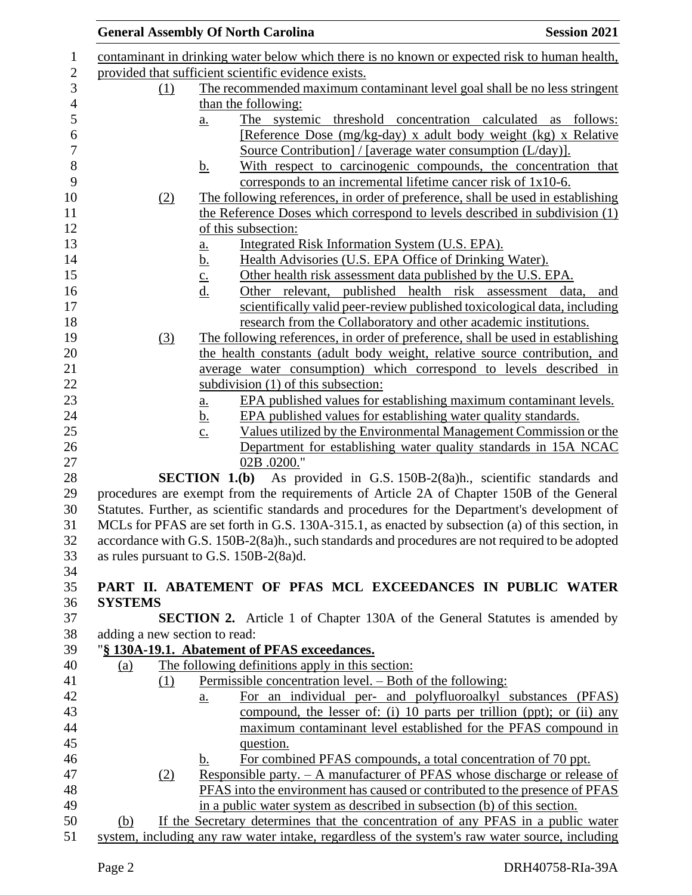contaminant in drinking water below which there is no known or expected risk to human health, provided that sufficient scientific evidence exists.

(1) The recommended maximum contaminant level goal shall be no less stringent than the following:

a. The systemic threshold concentration calculated as follows: [Reference Dose (mg/kg-day) x adult body weight (kg) x Relative Source Contribution] / [average water consumption (L/day)].

b. With respect to carcinogenic compounds, the concentration that corresponds to an incremental lifetime cancer risk of 1x10-6.

(2) The following references, in order of preference, shall be used in establishing the Reference Doses which correspond to levels described in subdivision (1) of this subsection:

a. Integrated Risk Information System (U.S. EPA).

b. Health Advisories (U.S. EPA Office of Drinking Water).

c. Other health risk assessment data published by the U.S. EPA.

d. Other relevant, published health risk assessment data, and scientifically valid peer-review published toxicological data, including research from the Collaboratory and other academic institutions.

(3) The following references, in order of preference, shall be used in establishing the health constants (adult body weight, relative source contribution, and average water consumption) which correspond to levels described in subdivision (1) of this subsection:

a. EPA published values for establishing maximum contaminant levels.

b. EPA published values for establishing water quality standards.

c. Values utilized by the Environmental Management Commission or the Department for establishing water quality standards in 15A NCAC 02B .0200."

**SECTION 1.(b)** As provided in G.S. 150B-2(8a)h., scientific standards and procedures are exempt from the requirements of Article 2A of Chapter 150B of the General Statutes. Further, as scientific standards and procedures for the Department's development of MCLs for PFAS are set forth in G.S. 130A-315.1, as enacted by subsection (a) of this section, in accordance with G.S. 150B-2(8a)h., such standards and procedures are not required to be adopted as rules pursuant to G.S. 150B-2(8a)d.

## PART II. ABATEMENT OF PFAS MCL EXCEEDANCES IN PUBLIC WATER SYSTEMS

**SECTION 2.** Article 1 of Chapter 130A of the General Statutes is amended by adding a new section to read:

"**§ 130A-19.1. Abatement of PFAS exceedances.**

(a) The following definitions apply in this section:

(1) Permissible concentration level. – Both of the following:

a. For an individual per- and polyfluoroalkyl substances (PFAS) compound, the lesser of: (i) 10 parts per trillion (ppt); or (ii) any maximum contaminant level established for the PFAS compound in question.

b. For combined PFAS compounds, a total concentration of 70 ppt.

(2) Responsible party. – A manufacturer of PFAS whose discharge or release of PFAS into the environment has caused or contributed to the presence of PFAS in a public water system as described in subsection (b) of this section.

(b) If the Secretary determines that the concentration of any PFAS in a public water system, including any raw water intake, regardless of the system's raw water source, including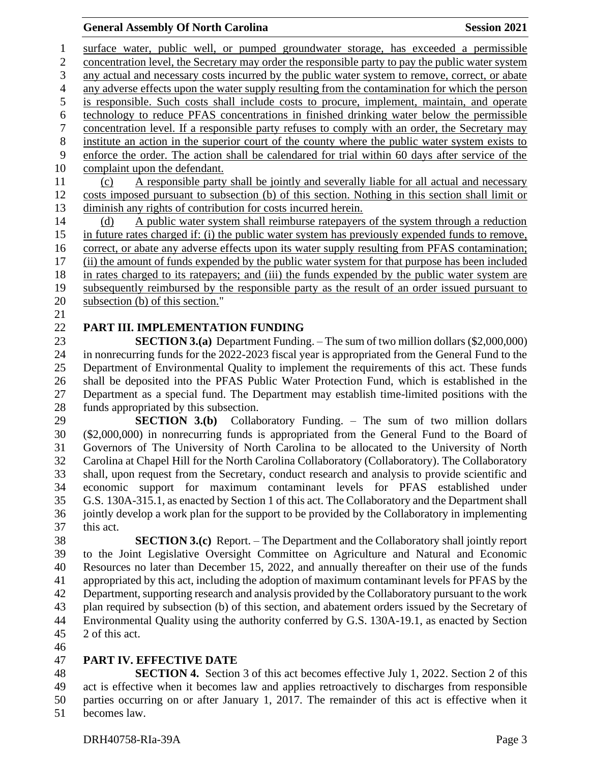surface water, public well, or pumped groundwater storage, has exceeded a permissible concentration level, the Secretary may order the responsible party to pay the public water system any actual and necessary costs incurred by the public water system to remove, correct, or abate any adverse effects upon the water supply resulting from the contamination for which the person is responsible. Such costs shall include costs to procure, implement, maintain, and operate technology to reduce PFAS concentrations in finished drinking water below the permissible concentration level. If a responsible party refuses to comply with an order, the Secretary may institute an action in the superior court of the county where the public water system exists to enforce the order. The action shall be calendared for trial within 60 days after service of the complaint upon the defendant.

(c) A responsible party shall be jointly and severally liable for all actual and necessary costs imposed pursuant to subsection (b) of this section. Nothing in this section shall limit or diminish any rights of contribution for costs incurred herein.

(d) A public water system shall reimburse ratepayers of the system through a reduction in future rates charged if: (i) the public water system has previously expended funds to remove, correct, or abate any adverse effects upon its water supply resulting from PFAS contamination; (ii) the amount of funds expended by the public water system for that purpose has been included in rates charged to its ratepayers; and (iii) the funds expended by the public water system are subsequently reimbursed by the responsible party as the result of an order issued pursuant to subsection (b) of this section."

## PART III. IMPLEMENTATION FUNDING

**SECTION 3.(a)** Department Funding. – The sum of two million dollars ($2,000,000) in nonrecurring funds for the 2022-2023 fiscal year is appropriated from the General Fund to the Department of Environmental Quality to implement the requirements of this act. These funds shall be deposited into the PFAS Public Water Protection Fund, which is established in the Department as a special fund. The Department may establish time-limited positions with the funds appropriated by this subsection.

**SECTION 3.(b)** Collaboratory Funding. – The sum of two million dollars ($2,000,000) in nonrecurring funds is appropriated from the General Fund to the Board of Governors of The University of North Carolina to be allocated to the University of North Carolina at Chapel Hill for the North Carolina Collaboratory (Collaboratory). The Collaboratory shall, upon request from the Secretary, conduct research and analysis to provide scientific and economic support for maximum contaminant levels for PFAS established under G.S. 130A-315.1, as enacted by Section 1 of this act. The Collaboratory and the Department shall jointly develop a work plan for the support to be provided by the Collaboratory in implementing this act.

**SECTION 3.(c)** Report. – The Department and the Collaboratory shall jointly report to the Joint Legislative Oversight Committee on Agriculture and Natural and Economic Resources no later than December 15, 2022, and annually thereafter on their use of the funds appropriated by this act, including the adoption of maximum contaminant levels for PFAS by the Department, supporting research and analysis provided by the Collaboratory pursuant to the work plan required by subsection (b) of this section, and abatement orders issued by the Secretary of Environmental Quality using the authority conferred by G.S. 130A-19.1, as enacted by Section 2 of this act.

## PART IV. EFFECTIVE DATE

**SECTION 4.** Section 3 of this act becomes effective July 1, 2022. Section 2 of this act is effective when it becomes law and applies retroactively to discharges from responsible parties occurring on or after January 1, 2017. The remainder of this act is effective when it becomes law.